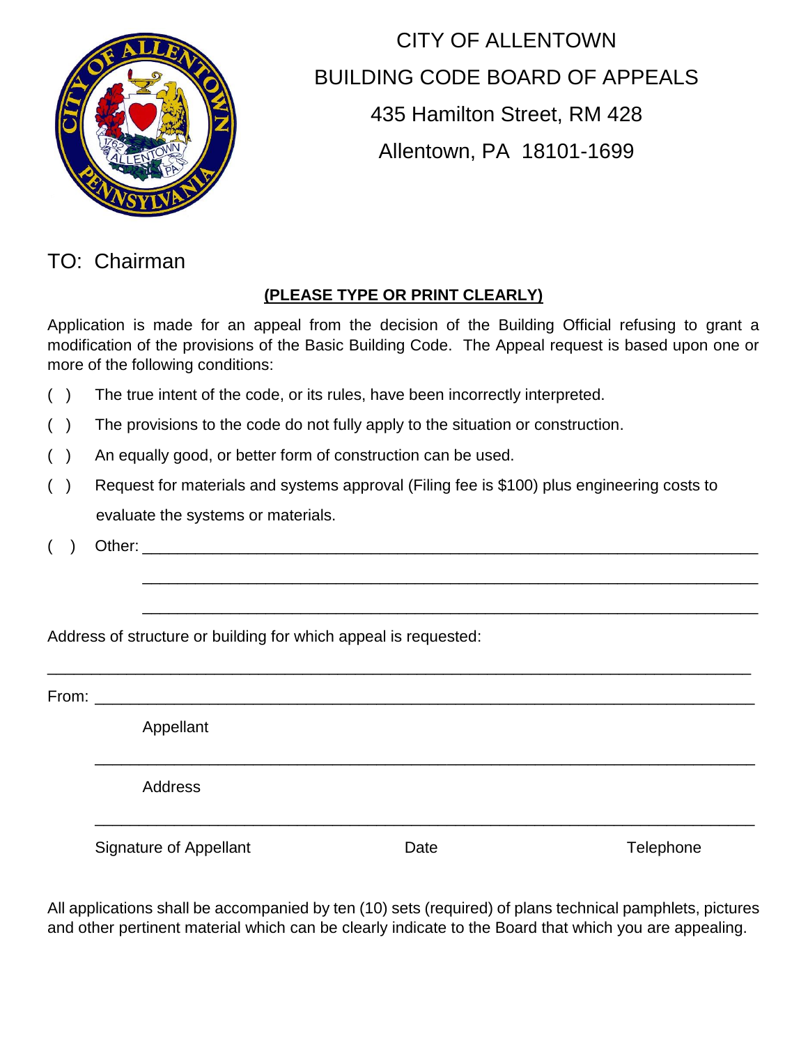# CITY OF ALLENTOWN

## BUILDING CODE BOARD OF APPEALS

435 Hamilton Street, RM 428

Allentown, PA 18101-1699

TO: Chairman

**(PLEASE TYPE OR PRINT CLEARLY)**

Application is made for an appeal from the decision of the Building Official refusing to grant a modification of the provisions of the Basic Building Code. The Appeal request is based upon one or more of the following conditions:

( ) The true intent of the code, or its rules, have been incorrectly interpreted.

( ) The provisions to the code do not fully apply to the situation or construction.

( ) An equally good, or better form of construction can be used.

( ) Request for materials and systems approval (Filing fee is $100) plus engineering costs to evaluate the systems or materials.

( ) Other: ______________________________________________________________

______________________________________________________________

______________________________________________________________

Address of structure or building for which appeal is requested:

______________________________________________________________

From: ______________________________________________________________

Appellant

______________________________________________________________

Address

______________________________________________________________

Signature of Appellant | Date | Telephone

All applications shall be accompanied by ten (10) sets (required) of plans technical pamphlets, pictures and other pertinent material which can be clearly indicate to the Board that which you are appealing.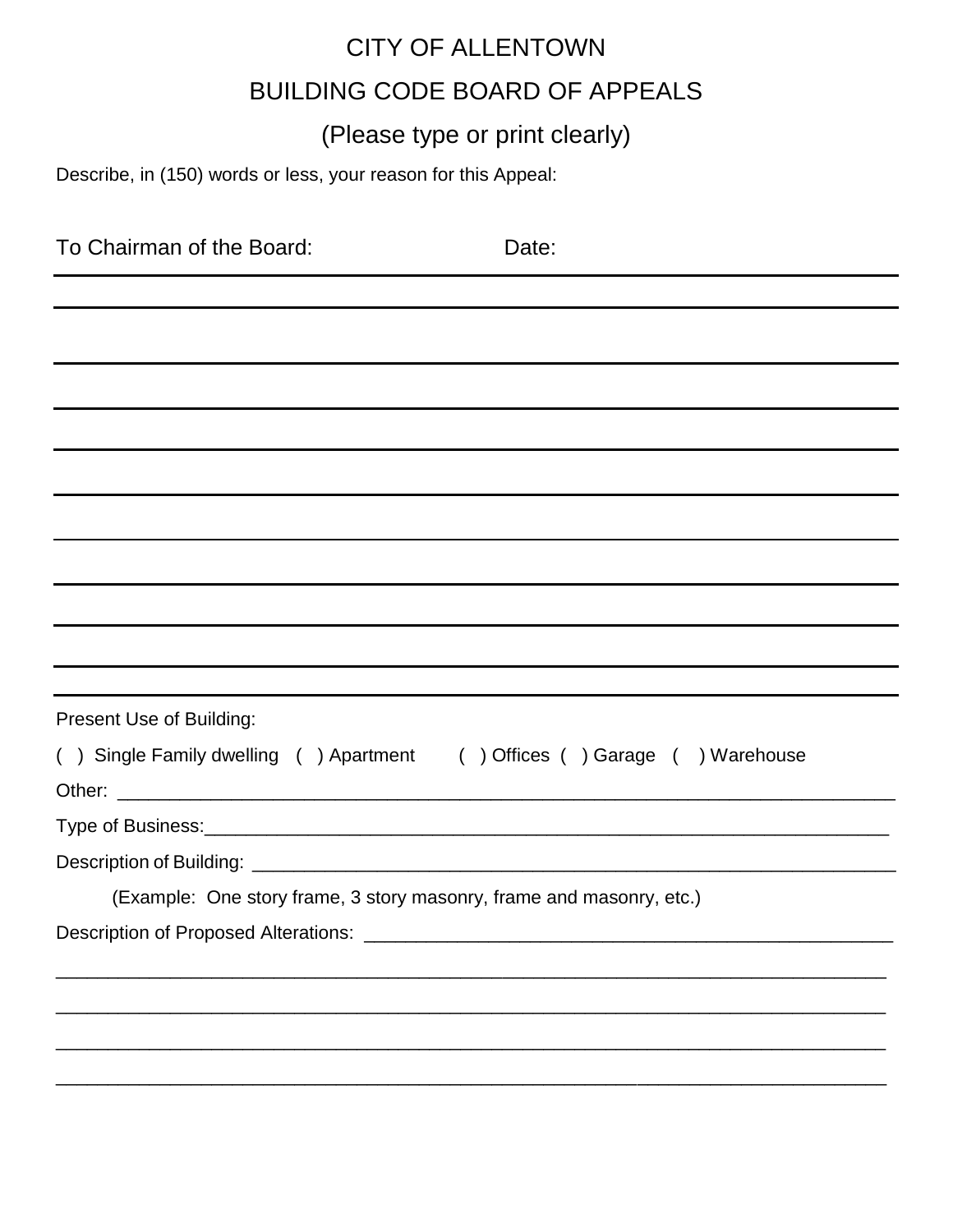# CITY OF ALLENTOWN

## BUILDING CODE BOARD OF APPEALS

(Please type or print clearly)

Describe, in (150) words or less, your reason for this Appeal:

To Chairman of the Board: Date:

\_\_\_\_\_\_\_\_\_\_\_\_\_\_\_\_\_\_\_\_\_\_\_\_\_\_\_\_\_\_\_\_\_\_\_\_\_\_\_\_\_\_\_\_\_\_\_\_\_\_\_\_\_\_\_\_\_\_\_\_\_\_\_\_\_\_\_\_\_\_\_\_\_\_\_\_

\_\_\_\_\_\_\_\_\_\_\_\_\_\_\_\_\_\_\_\_\_\_\_\_\_\_\_\_\_\_\_\_\_\_\_\_\_\_\_\_\_\_\_\_\_\_\_\_\_\_\_\_\_\_\_\_\_\_\_\_\_\_\_\_\_\_\_\_\_\_\_\_\_\_\_\_

\_\_\_\_\_\_\_\_\_\_\_\_\_\_\_\_\_\_\_\_\_\_\_\_\_\_\_\_\_\_\_\_\_\_\_\_\_\_\_\_\_\_\_\_\_\_\_\_\_\_\_\_\_\_\_\_\_\_\_\_\_\_\_\_\_\_\_\_\_\_\_\_\_\_\_\_

\_\_\_\_\_\_\_\_\_\_\_\_\_\_\_\_\_\_\_\_\_\_\_\_\_\_\_\_\_\_\_\_\_\_\_\_\_\_\_\_\_\_\_\_\_\_\_\_\_\_\_\_\_\_\_\_\_\_\_\_\_\_\_\_\_\_\_\_\_\_\_\_\_\_\_\_

\_\_\_\_\_\_\_\_\_\_\_\_\_\_\_\_\_\_\_\_\_\_\_\_\_\_\_\_\_\_\_\_\_\_\_\_\_\_\_\_\_\_\_\_\_\_\_\_\_\_\_\_\_\_\_\_\_\_\_\_\_\_\_\_\_\_\_\_\_\_\_\_\_\_\_\_

\_\_\_\_\_\_\_\_\_\_\_\_\_\_\_\_\_\_\_\_\_\_\_\_\_\_\_\_\_\_\_\_\_\_\_\_\_\_\_\_\_\_\_\_\_\_\_\_\_\_\_\_\_\_\_\_\_\_\_\_\_\_\_\_\_\_\_\_\_\_\_\_\_\_\_\_

\_\_\_\_\_\_\_\_\_\_\_\_\_\_\_\_\_\_\_\_\_\_\_\_\_\_\_\_\_\_\_\_\_\_\_\_\_\_\_\_\_\_\_\_\_\_\_\_\_\_\_\_\_\_\_\_\_\_\_\_\_\_\_\_\_\_\_\_\_\_\_\_\_\_\_\_

\_\_\_\_\_\_\_\_\_\_\_\_\_\_\_\_\_\_\_\_\_\_\_\_\_\_\_\_\_\_\_\_\_\_\_\_\_\_\_\_\_\_\_\_\_\_\_\_\_\_\_\_\_\_\_\_\_\_\_\_\_\_\_\_\_\_\_\_\_\_\_\_\_\_\_\_

\_\_\_\_\_\_\_\_\_\_\_\_\_\_\_\_\_\_\_\_\_\_\_\_\_\_\_\_\_\_\_\_\_\_\_\_\_\_\_\_\_\_\_\_\_\_\_\_\_\_\_\_\_\_\_\_\_\_\_\_\_\_\_\_\_\_\_\_\_\_\_\_\_\_\_\_

\_\_\_\_\_\_\_\_\_\_\_\_\_\_\_\_\_\_\_\_\_\_\_\_\_\_\_\_\_\_\_\_\_\_\_\_\_\_\_\_\_\_\_\_\_\_\_\_\_\_\_\_\_\_\_\_\_\_\_\_\_\_\_\_\_\_\_\_\_\_\_\_\_\_\_\_

\_\_\_\_\_\_\_\_\_\_\_\_\_\_\_\_\_\_\_\_\_\_\_\_\_\_\_\_\_\_\_\_\_\_\_\_\_\_\_\_\_\_\_\_\_\_\_\_\_\_\_\_\_\_\_\_\_\_\_\_\_\_\_\_\_\_\_\_\_\_\_\_\_\_\_\_

Present Use of Building:

( ) Single Family dwelling ( ) Apartment ( ) Offices ( ) Garage ( ) Warehouse

Other: \_\_\_\_\_\_\_\_\_\_\_\_\_\_\_\_\_\_\_\_\_\_\_\_\_\_\_\_\_\_\_\_\_\_\_\_\_\_\_\_\_\_\_\_\_\_\_\_\_\_\_\_\_\_\_\_\_\_\_\_\_\_\_\_\_\_\_\_\_\_\_\_

Type of Business:\_\_\_\_\_\_\_\_\_\_\_\_\_\_\_\_\_\_\_\_\_\_\_\_\_\_\_\_\_\_\_\_\_\_\_\_\_\_\_\_\_\_\_\_\_\_\_\_\_\_\_\_\_\_\_\_\_\_\_\_\_\_\_\_

Description of Building: \_\_\_\_\_\_\_\_\_\_\_\_\_\_\_\_\_\_\_\_\_\_\_\_\_\_\_\_\_\_\_\_\_\_\_\_\_\_\_\_\_\_\_\_\_\_\_\_\_\_\_\_\_\_\_\_\_\_\_

(Example: One story frame, 3 story masonry, frame and masonry, etc.)

Description of Proposed Alterations: \_\_\_\_\_\_\_\_\_\_\_\_\_\_\_\_\_\_\_\_\_\_\_\_\_\_\_\_\_\_\_\_\_\_\_\_\_\_\_\_\_\_\_\_\_\_\_\_

\_\_\_\_\_\_\_\_\_\_\_\_\_\_\_\_\_\_\_\_\_\_\_\_\_\_\_\_\_\_\_\_\_\_\_\_\_\_\_\_\_\_\_\_\_\_\_\_\_\_\_\_\_\_\_\_\_\_\_\_\_\_\_\_\_\_\_\_\_\_\_\_\_\_\_\_

\_\_\_\_\_\_\_\_\_\_\_\_\_\_\_\_\_\_\_\_\_\_\_\_\_\_\_\_\_\_\_\_\_\_\_\_\_\_\_\_\_\_\_\_\_\_\_\_\_\_\_\_\_\_\_\_\_\_\_\_\_\_\_\_\_\_\_\_\_\_\_\_\_\_\_\_

\_\_\_\_\_\_\_\_\_\_\_\_\_\_\_\_\_\_\_\_\_\_\_\_\_\_\_\_\_\_\_\_\_\_\_\_\_\_\_\_\_\_\_\_\_\_\_\_\_\_\_\_\_\_\_\_\_\_\_\_\_\_\_\_\_\_\_\_\_\_\_\_\_\_\_\_

\_\_\_\_\_\_\_\_\_\_\_\_\_\_\_\_\_\_\_\_\_\_\_\_\_\_\_\_\_\_\_\_\_\_\_\_\_\_\_\_\_\_\_\_\_\_\_\_\_\_\_\_\_\_\_\_\_\_\_\_\_\_\_\_\_\_\_\_\_\_\_\_\_\_\_\_